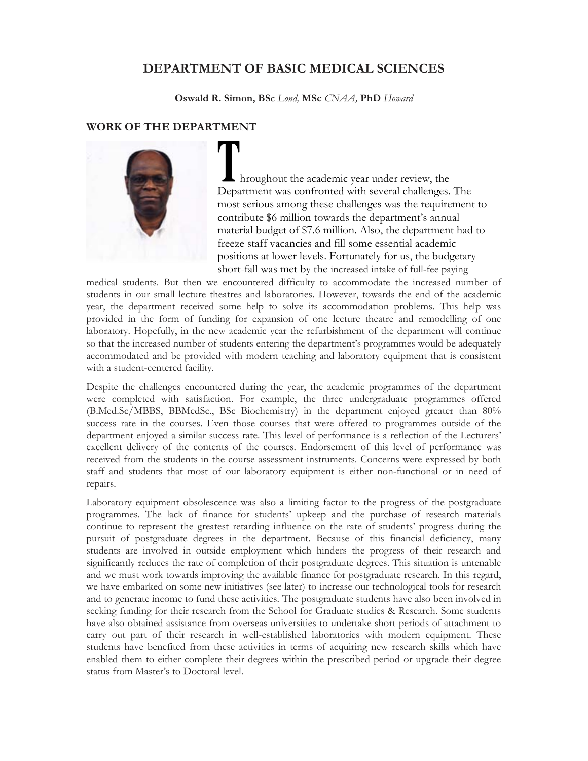# DEPARTMENT OF BASIC MEDICAL SCIENCES

**Oswald R. Simon, BSc** *Lond,* **MSc** *CNAA,* **PhD** *Howard*

## WORK OF THE DEPARTMENT

Throughout the academic year under review, the Department was confronted with several challenges. The most serious among these challenges was the requirement to contribute $6 million towards the department's annual material budget of $7.6 million. Also, the department had to freeze staff vacancies and fill some essential academic positions at lower levels. Fortunately for us, the budgetary short-fall was met by the increased intake of full-fee paying medical students. But then we encountered difficulty to accommodate the increased number of students in our small lecture theatres and laboratories. However, towards the end of the academic year, the department received some help to solve its accommodation problems. This help was provided in the form of funding for expansion of one lecture theatre and remodelling of one laboratory. Hopefully, in the new academic year the refurbishment of the department will continue so that the increased number of students entering the department's programmes would be adequately accommodated and be provided with modern teaching and laboratory equipment that is consistent with a student-centered facility.

Despite the challenges encountered during the year, the academic programmes of the department were completed with satisfaction. For example, the three undergraduate programmes offered (B.Med.Sc/MBBS, BBMedSc., BSc Biochemistry) in the department enjoyed greater than 80% success rate in the courses. Even those courses that were offered to programmes outside of the department enjoyed a similar success rate. This level of performance is a reflection of the Lecturers' excellent delivery of the contents of the courses. Endorsement of this level of performance was received from the students in the course assessment instruments. Concerns were expressed by both staff and students that most of our laboratory equipment is either non-functional or in need of repairs.

Laboratory equipment obsolescence was also a limiting factor to the progress of the postgraduate programmes. The lack of finance for students' upkeep and the purchase of research materials continue to represent the greatest retarding influence on the rate of students' progress during the pursuit of postgraduate degrees in the department. Because of this financial deficiency, many students are involved in outside employment which hinders the progress of their research and significantly reduces the rate of completion of their postgraduate degrees. This situation is untenable and we must work towards improving the available finance for postgraduate research. In this regard, we have embarked on some new initiatives (see later) to increase our technological tools for research and to generate income to fund these activities. The postgraduate students have also been involved in seeking funding for their research from the School for Graduate studies & Research. Some students have also obtained assistance from overseas universities to undertake short periods of attachment to carry out part of their research in well-established laboratories with modern equipment. These students have benefited from these activities in terms of acquiring new research skills which have enabled them to either complete their degrees within the prescribed period or upgrade their degree status from Master's to Doctoral level.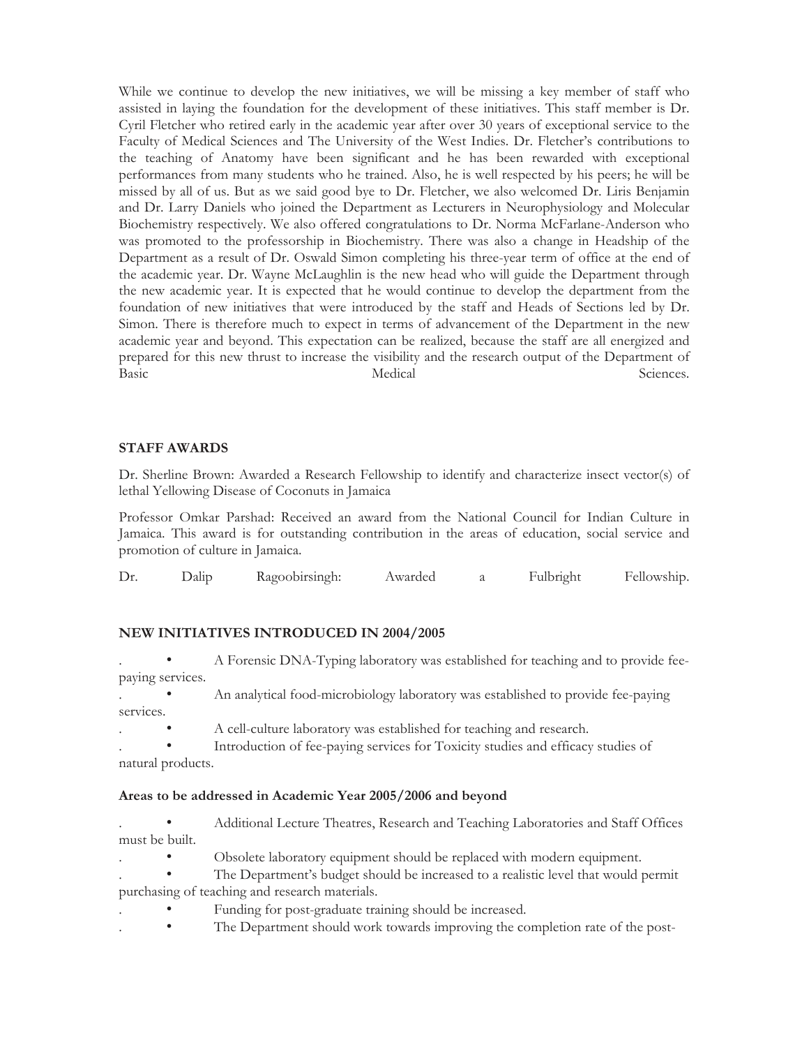While we continue to develop the new initiatives, we will be missing a key member of staff who assisted in laying the foundation for the development of these initiatives. This staff member is Dr. Cyril Fletcher who retired early in the academic year after over 30 years of exceptional service to the Faculty of Medical Sciences and The University of the West Indies. Dr. Fletcher's contributions to the teaching of Anatomy have been significant and he has been rewarded with exceptional performances from many students who he trained. Also, he is well respected by his peers; he will be missed by all of us. But as we said good bye to Dr. Fletcher, we also welcomed Dr. Liris Benjamin and Dr. Larry Daniels who joined the Department as Lecturers in Neurophysiology and Molecular Biochemistry respectively. We also offered congratulations to Dr. Norma McFarlane-Anderson who was promoted to the professorship in Biochemistry. There was also a change in Headship of the Department as a result of Dr. Oswald Simon completing his three-year term of office at the end of the academic year. Dr. Wayne McLaughlin is the new head who will guide the Department through the new academic year. It is expected that he would continue to develop the department from the foundation of new initiatives that were introduced by the staff and Heads of Sections led by Dr. Simon. There is therefore much to expect in terms of advancement of the Department in the new academic year and beyond. This expectation can be realized, because the staff are all energized and prepared for this new thrust to increase the visibility and the research output of the Department of Basic Medical Sciences.

## STAFF AWARDS

Dr. Sherline Brown: Awarded a Research Fellowship to identify and characterize insect vector(s) of lethal Yellowing Disease of Coconuts in Jamaica

Professor Omkar Parshad: Received an award from the National Council for Indian Culture in Jamaica. This award is for outstanding contribution in the areas of education, social service and promotion of culture in Jamaica.

Dr. Dalip Ragoobirsingh: Awarded a Fulbright Fellowship.

## NEW INITIATIVES INTRODUCED IN 2004/2005

- A Forensic DNA-Typing laboratory was established for teaching and to provide fee-paying services.
- An analytical food-microbiology laboratory was established to provide fee-paying services.
- A cell-culture laboratory was established for teaching and research.
- Introduction of fee-paying services for Toxicity studies and efficacy studies of natural products.

### Areas to be addressed in Academic Year 2005/2006 and beyond

- Additional Lecture Theatres, Research and Teaching Laboratories and Staff Offices must be built.
- Obsolete laboratory equipment should be replaced with modern equipment.
- The Department's budget should be increased to a realistic level that would permit purchasing of teaching and research materials.
- Funding for post-graduate training should be increased.
- The Department should work towards improving the completion rate of the post-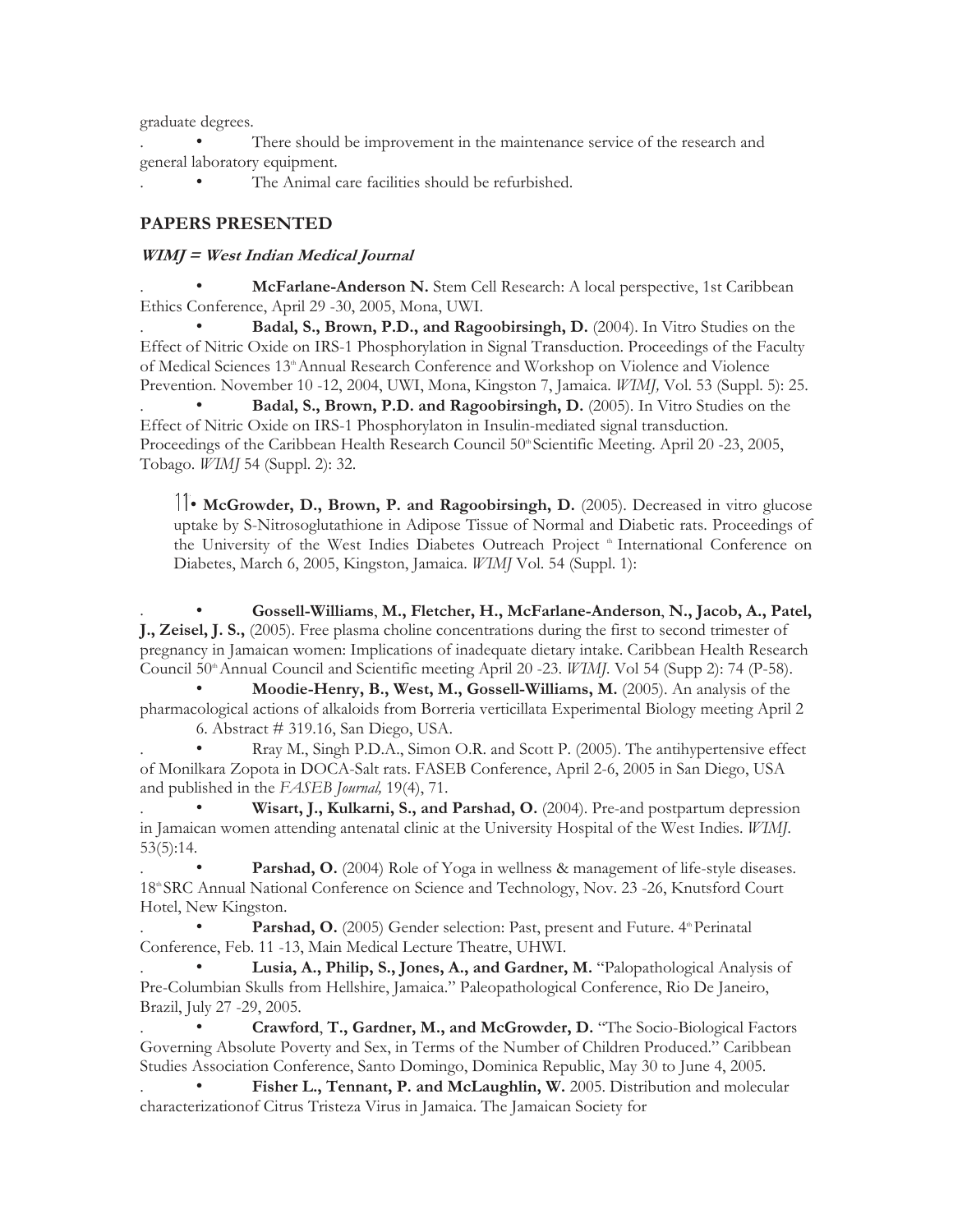graduate degrees.

- There should be improvement in the maintenance service of the research and general laboratory equipment.
- The Animal care facilities should be refurbished.

## PAPERS PRESENTED

***WIMJ = West Indian Medical Journal***

- **McFarlane-Anderson N.** Stem Cell Research: A local perspective, 1st Caribbean Ethics Conference, April 29 -30, 2005, Mona, UWI.
- **Badal, S., Brown, P.D., and Ragoobirsingh, D.** (2004). In Vitro Studies on the Effect of Nitric Oxide on IRS-1 Phosphorylation in Signal Transduction. Proceedings of the Faculty of Medical Sciences 13th Annual Research Conference and Workshop on Violence and Violence Prevention. November 10 -12, 2004, UWI, Mona, Kingston 7, Jamaica. *WIMJ,* Vol. 53 (Suppl. 5): 25.
- **Badal, S., Brown, P.D. and Ragoobirsingh, D.** (2005). In Vitro Studies on the Effect of Nitric Oxide on IRS-1 Phosphorylaton in Insulin-mediated signal transduction. Proceedings of the Caribbean Health Research Council 50th Scientific Meeting. April 20 -23, 2005, Tobago. *WIMJ* 54 (Suppl. 2): 32.
- **McGrowder, D., Brown, P. and Ragoobirsingh, D.** (2005). Decreased in vitro glucose uptake by S-Nitrosoglutathione in Adipose Tissue of Normal and Diabetic rats. Proceedings of the University of the West Indies Diabetes Outreach Project th International Conference on Diabetes, March 6, 2005, Kingston, Jamaica. *WIMJ* Vol. 54 (Suppl. 1):
- **Gossell-Williams, M., Fletcher, H., McFarlane-Anderson, N., Jacob, A., Patel, J., Zeisel, J. S.,** (2005). Free plasma choline concentrations during the first to second trimester of pregnancy in Jamaican women: Implications of inadequate dietary intake. Caribbean Health Research Council 50th Annual Council and Scientific meeting April 20 -23. *WIMJ*. Vol 54 (Supp 2): 74 (P-58).
- **Moodie-Henry, B., West, M., Gossell-Williams, M.** (2005). An analysis of the pharmacological actions of alkaloids from Borreria verticillata Experimental Biology meeting April 2 6. Abstract # 319.16, San Diego, USA.
- Rray M., Singh P.D.A., Simon O.R. and Scott P. (2005). The antihypertensive effect of Monilkara Zopota in DOCA-Salt rats. FASEB Conference, April 2-6, 2005 in San Diego, USA and published in the *FASEB Journal,* 19(4), 71.
- **Wisart, J., Kulkarni, S., and Parshad, O.** (2004). Pre-and postpartum depression in Jamaican women attending antenatal clinic at the University Hospital of the West Indies. *WIMJ*. 53(5):14.
- **Parshad, O.** (2004) Role of Yoga in wellness & management of life-style diseases. 18th SRC Annual National Conference on Science and Technology, Nov. 23 -26, Knutsford Court Hotel, New Kingston.
- **Parshad, O.** (2005) Gender selection: Past, present and Future. 4th Perinatal Conference, Feb. 11 -13, Main Medical Lecture Theatre, UHWI.
- **Lusia, A., Philip, S., Jones, A., and Gardner, M.** "Palopathological Analysis of Pre-Columbian Skulls from Hellshire, Jamaica." Paleopathological Conference, Rio De Janeiro, Brazil, July 27 -29, 2005.
- **Crawford, T., Gardner, M., and McGrowder, D.** "The Socio-Biological Factors Governing Absolute Poverty and Sex, in Terms of the Number of Children Produced." Caribbean Studies Association Conference, Santo Domingo, Dominica Republic, May 30 to June 4, 2005.
- **Fisher L., Tennant, P. and McLaughlin, W.** 2005. Distribution and molecular characterizationof Citrus Tristeza Virus in Jamaica. The Jamaican Society for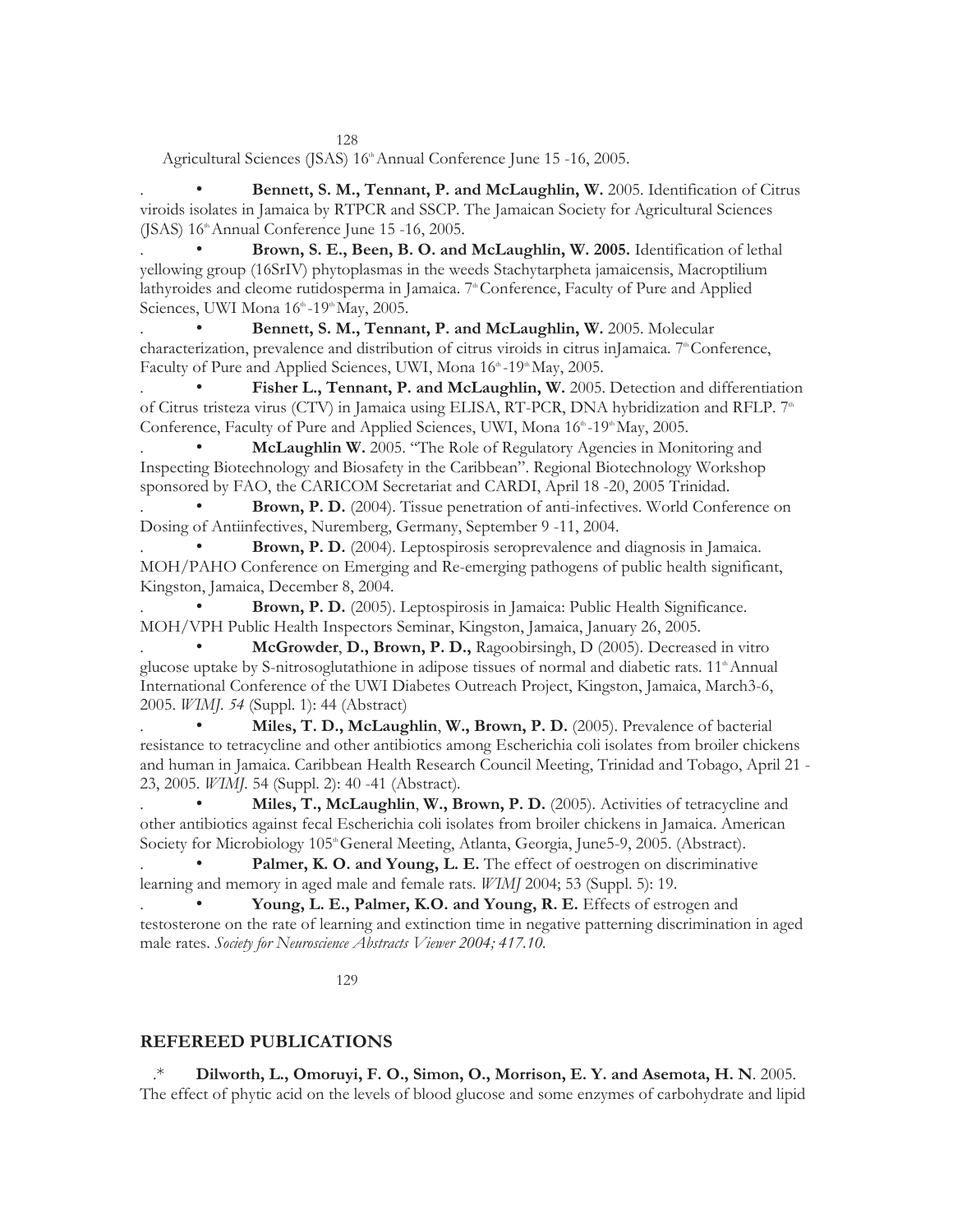Agricultural Sciences (JSAS) 16th Annual Conference June 15 -16, 2005.

- **Bennett, S. M., Tennant, P. and McLaughlin, W.** 2005. Identification of Citrus viroids isolates in Jamaica by RTPCR and SSCP. The Jamaican Society for Agricultural Sciences (JSAS) 16th Annual Conference June 15 -16, 2005.
- **Brown, S. E., Been, B. O. and McLaughlin, W. 2005.** Identification of lethal yellowing group (16SrIV) phytoplasmas in the weeds Stachytarpheta jamaicensis, Macroptilium lathyroides and cleome rutidosperma in Jamaica. 7th Conference, Faculty of Pure and Applied Sciences, UWI Mona 16th-19th May, 2005.
- **Bennett, S. M., Tennant, P. and McLaughlin, W.** 2005. Molecular characterization, prevalence and distribution of citrus viroids in citrus inJamaica. 7th Conference, Faculty of Pure and Applied Sciences, UWI, Mona 16th-19th May, 2005.
- **Fisher L., Tennant, P. and McLaughlin, W.** 2005. Detection and differentiation of Citrus tristeza virus (CTV) in Jamaica using ELISA, RT-PCR, DNA hybridization and RFLP. 7th Conference, Faculty of Pure and Applied Sciences, UWI, Mona 16th-19th May, 2005.
- **McLaughlin W.** 2005. "The Role of Regulatory Agencies in Monitoring and Inspecting Biotechnology and Biosafety in the Caribbean". Regional Biotechnology Workshop sponsored by FAO, the CARICOM Secretariat and CARDI, April 18 -20, 2005 Trinidad.
- **Brown, P. D.** (2004). Tissue penetration of anti-infectives. World Conference on Dosing of Antiinfectives, Nuremberg, Germany, September 9 -11, 2004.
- **Brown, P. D.** (2004). Leptospirosis seroprevalence and diagnosis in Jamaica. MOH/PAHO Conference on Emerging and Re-emerging pathogens of public health significant, Kingston, Jamaica, December 8, 2004.
- **Brown, P. D.** (2005). Leptospirosis in Jamaica: Public Health Significance. MOH/VPH Public Health Inspectors Seminar, Kingston, Jamaica, January 26, 2005.
- **McGrowder, D., Brown, P. D.,** Ragoobirsingh, D (2005). Decreased in vitro glucose uptake by S-nitrosoglutathione in adipose tissues of normal and diabetic rats. 11th Annual International Conference of the UWI Diabetes Outreach Project, Kingston, Jamaica, March3-6, 2005. *WIMJ. 54* (Suppl. 1): 44 (Abstract)
- **Miles, T. D., McLaughlin, W., Brown, P. D.** (2005). Prevalence of bacterial resistance to tetracycline and other antibiotics among Escherichia coli isolates from broiler chickens and human in Jamaica. Caribbean Health Research Council Meeting, Trinidad and Tobago, April 21 -23, 2005. *WIMJ.* 54 (Suppl. 2): 40 -41 (Abstract).
- **Miles, T., McLaughlin, W., Brown, P. D.** (2005). Activities of tetracycline and other antibiotics against fecal Escherichia coli isolates from broiler chickens in Jamaica. American Society for Microbiology 105th General Meeting, Atlanta, Georgia, June5-9, 2005. (Abstract).
- **Palmer, K. O. and Young, L. E.** The effect of oestrogen on discriminative learning and memory in aged male and female rats. *WIMJ* 2004; 53 (Suppl. 5): 19.
- **Young, L. E., Palmer, K.O. and Young, R. E.** Effects of estrogen and testosterone on the rate of learning and extinction time in negative patterning discrimination in aged male rates. *Society for Neuroscience Abstracts Viewer 2004; 417.10.*

## REFEREED PUBLICATIONS

.* **Dilworth, L., Omoruyi, F. O., Simon, O., Morrison, E. Y. and Asemota, H. N**. 2005. The effect of phytic acid on the levels of blood glucose and some enzymes of carbohydrate and lipid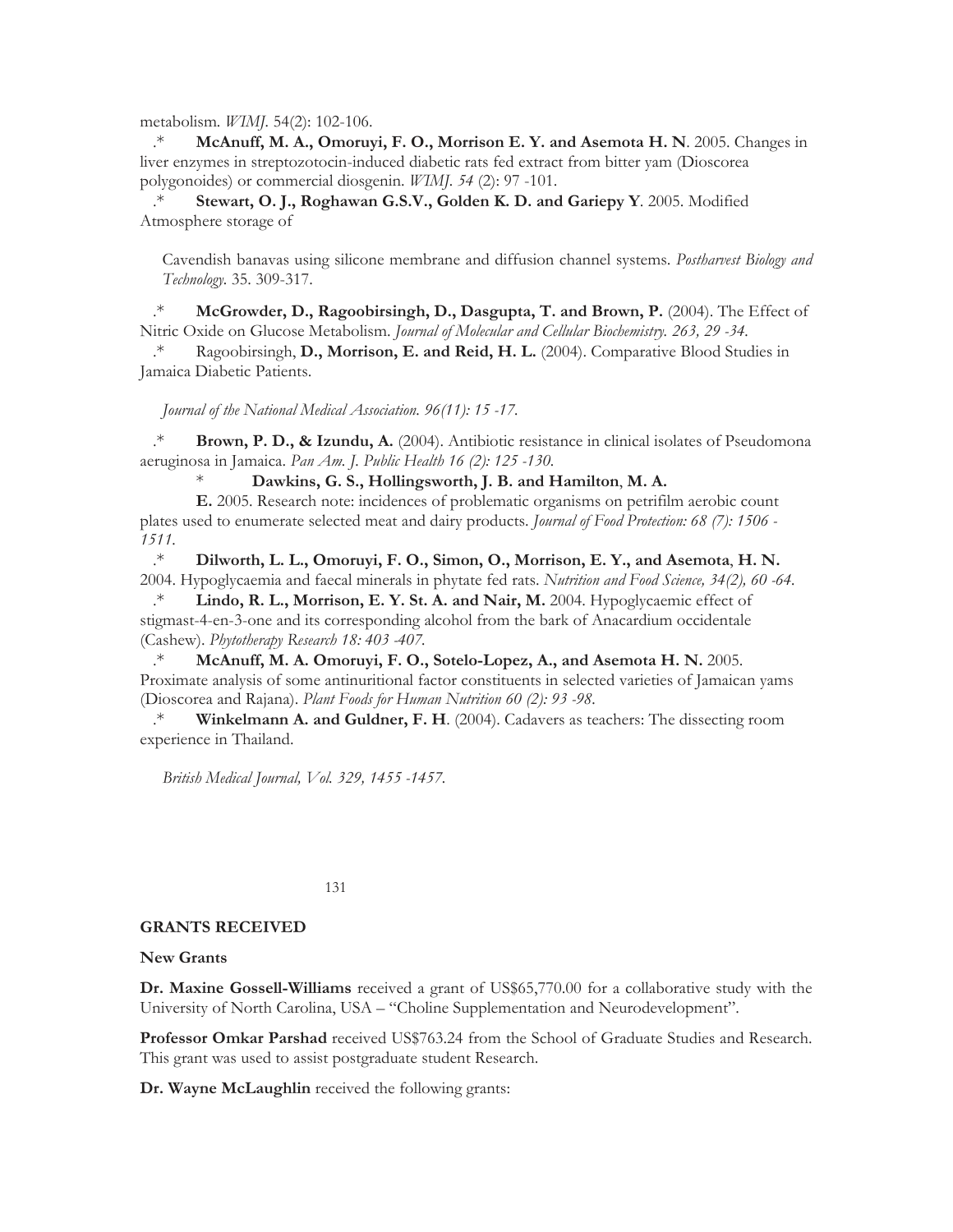metabolism. *WIMJ*. 54(2): 102-106.

.* **McAnuff, M. A., Omoruyi, F. O., Morrison E. Y. and Asemota H. N**. 2005. Changes in liver enzymes in streptozotocin-induced diabetic rats fed extract from bitter yam (Dioscorea polygonoides) or commercial diosgenin. *WIMJ. 54* (2): 97 -101.

.* **Stewart, O. J., Roghawan G.S.V., Golden K. D. and Gariepy Y**. 2005. Modified Atmosphere storage of

Cavendish banavas using silicone membrane and diffusion channel systems. *Postharvest Biology and Technology*. 35. 309-317.

.* **McGrowder, D., Ragoobirsingh, D., Dasgupta, T. and Brown, P.** (2004). The Effect of Nitric Oxide on Glucose Metabolism. *Journal of Molecular and Cellular Biochemistry. 263, 29 -34.*

.* Ragoobirsingh, **D., Morrison, E. and Reid, H. L.** (2004). Comparative Blood Studies in Jamaica Diabetic Patients.

*Journal of the National Medical Association. 96(11): 15 -17.*

.* **Brown, P. D., & Izundu, A.** (2004). Antibiotic resistance in clinical isolates of Pseudomona aeruginosa in Jamaica. *Pan Am. J. Public Health 16 (2): 125 -130.*

* **Dawkins, G. S., Hollingsworth, J. B. and Hamilton**, **M. A. E.** 2005. Research note: incidences of problematic organisms on petrifilm aerobic count plates used to enumerate selected meat and dairy products. *Journal of Food Protection: 68 (7): 1506 - 1511.*

.* **Dilworth, L. L., Omoruyi, F. O., Simon, O., Morrison, E. Y., and Asemota**, **H. N.** 2004. Hypoglycaemia and faecal minerals in phytate fed rats. *Nutrition and Food Science, 34(2), 60 -64.*

.* **Lindo, R. L., Morrison, E. Y. St. A. and Nair, M.** 2004. Hypoglycaemic effect of stigmast-4-en-3-one and its corresponding alcohol from the bark of Anacardium occidentale (Cashew). *Phytotherapy Research 18: 403 -407.*

.* **McAnuff, M. A. Omoruyi, F. O., Sotelo-Lopez, A., and Asemota H. N.** 2005. Proximate analysis of some antinuritional factor constituents in selected varieties of Jamaican yams (Dioscorea and Rajana). *Plant Foods for Human Nutrition 60 (2): 93 -98.*

.* **Winkelmann A. and Guldner, F. H**. (2004). Cadavers as teachers: The dissecting room experience in Thailand.

*British Medical Journal, Vol. 329, 1455 -1457.*

## GRANTS RECEIVED

### New Grants

**Dr. Maxine Gossell-Williams** received a grant of US$65,770.00 for a collaborative study with the University of North Carolina, USA – "Choline Supplementation and Neurodevelopment".

**Professor Omkar Parshad** received US$763.24 from the School of Graduate Studies and Research. This grant was used to assist postgraduate student Research.

**Dr. Wayne McLaughlin** received the following grants: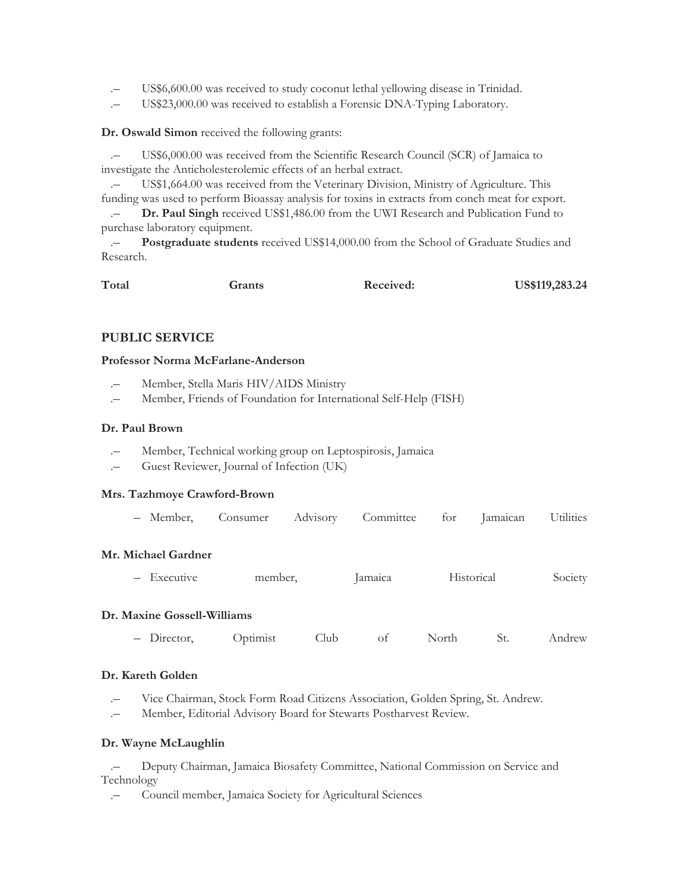- US$6,600.00 was received to study coconut lethal yellowing disease in Trinidad.
- US$23,000.00 was received to establish a Forensic DNA-Typing Laboratory.

**Dr. Oswald Simon** received the following grants:

- US$6,000.00 was received from the Scientific Research Council (SCR) of Jamaica to investigate the Anticholesterolemic effects of an herbal extract.
- US$1,664.00 was received from the Veterinary Division, Ministry of Agriculture. This funding was used to perform Bioassay analysis for toxins in extracts from conch meat for export.
- **Dr. Paul Singh** received US$1,486.00 from the UWI Research and Publication Fund to purchase laboratory equipment.
- **Postgraduate students** received US$14,000.00 from the School of Graduate Studies and Research.

**Total Grants Received: US$119,283.24**

## PUBLIC SERVICE

### Professor Norma McFarlane-Anderson

- Member, Stella Maris HIV/AIDS Ministry
- Member, Friends of Foundation for International Self-Help (FISH)

### Dr. Paul Brown

- Member, Technical working group on Leptospirosis, Jamaica
- Guest Reviewer, Journal of Infection (UK)

### Mrs. Tazhmoye Crawford-Brown

- Member, Consumer Advisory Committee for Jamaican Utilities

### Mr. Michael Gardner

- Executive member, Jamaica Historical Society

### Dr. Maxine Gossell-Williams

- Director, Optimist Club of North St. Andrew

### Dr. Kareth Golden

- Vice Chairman, Stock Form Road Citizens Association, Golden Spring, St. Andrew.
- Member, Editorial Advisory Board for Stewarts Postharvest Review.

### Dr. Wayne McLaughlin

- Deputy Chairman, Jamaica Biosafety Committee, National Commission on Service and Technology
- Council member, Jamaica Society for Agricultural Sciences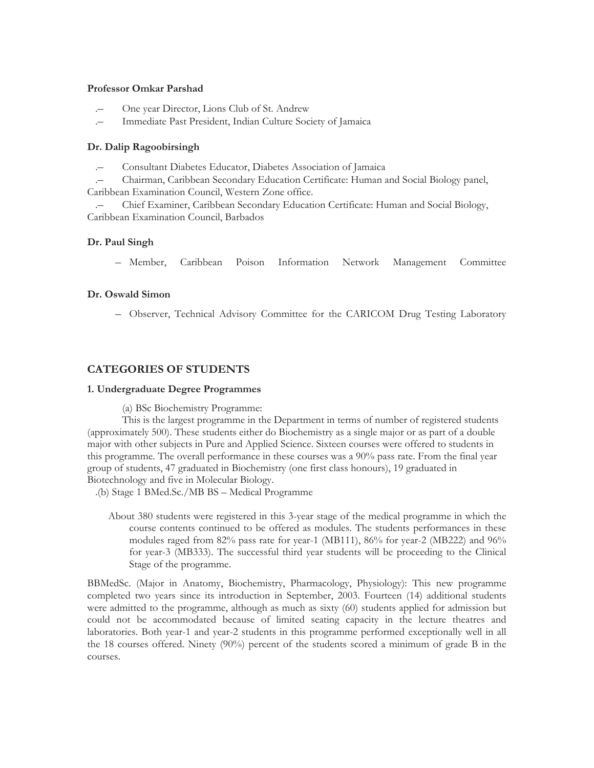**Professor Omkar Parshad**

- One year Director, Lions Club of St. Andrew
- Immediate Past President, Indian Culture Society of Jamaica

**Dr. Dalip Ragoobirsingh**

- Consultant Diabetes Educator, Diabetes Association of Jamaica
- Chairman, Caribbean Secondary Education Certificate: Human and Social Biology panel, Caribbean Examination Council, Western Zone office.
- Chief Examiner, Caribbean Secondary Education Certificate: Human and Social Biology, Caribbean Examination Council, Barbados

**Dr. Paul Singh**

- Member, Caribbean Poison Information Network Management Committee

**Dr. Oswald Simon**

- Observer, Technical Advisory Committee for the CARICOM Drug Testing Laboratory

## CATEGORIES OF STUDENTS

### 1. Undergraduate Degree Programmes

(a) BSc Biochemistry Programme:

This is the largest programme in the Department in terms of number of registered students (approximately 500). These students either do Biochemistry as a single major or as part of a double major with other subjects in Pure and Applied Science. Sixteen courses were offered to students in this programme. The overall performance in these courses was a 90% pass rate. From the final year group of students, 47 graduated in Biochemistry (one first class honours), 19 graduated in Biotechnology and five in Molecular Biology.

(b) Stage 1 BMed.Sc./MB BS – Medical Programme

About 380 students were registered in this 3-year stage of the medical programme in which the course contents continued to be offered as modules. The students performances in these modules raged from 82% pass rate for year-1 (MB111), 86% for year-2 (MB222) and 96% for year-3 (MB333). The successful third year students will be proceeding to the Clinical Stage of the programme.

BBMedSc. (Major in Anatomy, Biochemistry, Pharmacology, Physiology): This new programme completed two years since its introduction in September, 2003. Fourteen (14) additional students were admitted to the programme, although as much as sixty (60) students applied for admission but could not be accommodated because of limited seating capacity in the lecture theatres and laboratories. Both year-1 and year-2 students in this programme performed exceptionally well in all the 18 courses offered. Ninety (90%) percent of the students scored a minimum of grade B in the courses.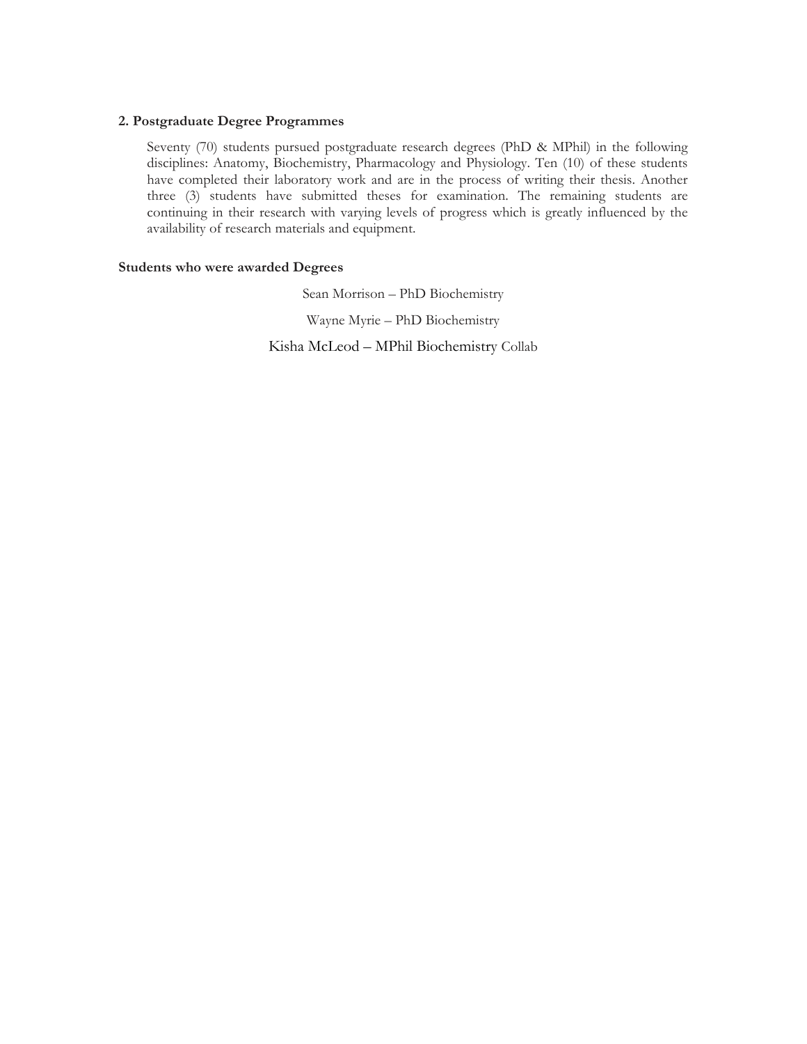**2. Postgraduate Degree Programmes**

Seventy (70) students pursued postgraduate research degrees (PhD & MPhil) in the following disciplines: Anatomy, Biochemistry, Pharmacology and Physiology. Ten (10) of these students have completed their laboratory work and are in the process of writing their thesis. Another three (3) students have submitted theses for examination. The remaining students are continuing in their research with varying levels of progress which is greatly influenced by the availability of research materials and equipment.

**Students who were awarded Degrees**

Sean Morrison – PhD Biochemistry

Wayne Myrie – PhD Biochemistry

Kisha McLeod – MPhil Biochemistry Collab